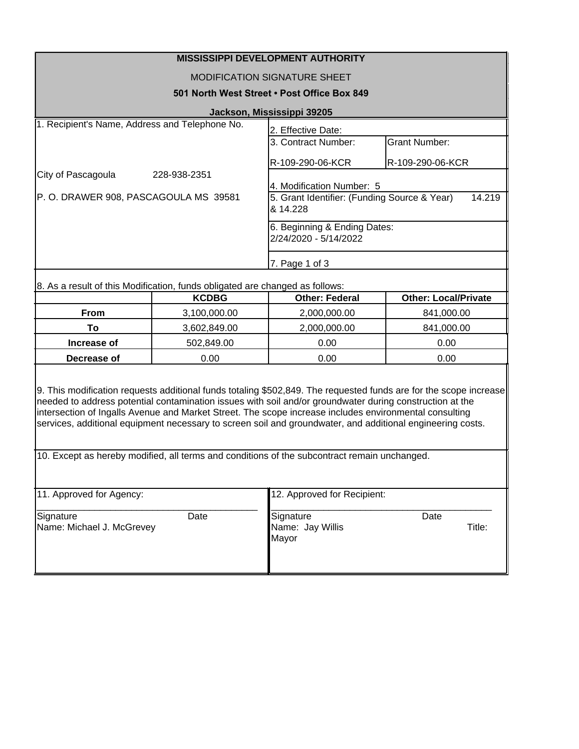**MISSISSIPPI DEVELOPMENT AUTHORITY**

MODIFICATION SIGNATURE SHEET

**501 North West Street • Post Office Box 849**

**Jackson, Mississippi 39205**

1. Recipient's Name, Address and Telephone No.

City of Pascagoula 228-938-2351

P. O. DRAWER 908, PASCAGOULA MS 39581

2. Effective Date:

3. Contract Number: R-109-290-06-KCR — Grant Number: R-109-290-06-KCR

4. Modification Number: 5

5. Grant Identifier: (Funding Source & Year) 14.219 & 14.228

6. Beginning & Ending Dates: 2/24/2020 - 5/14/2022

7. Page 1 of 3

8. As a result of this Modification, funds obligated are changed as follows:

| | **KCDBG** | **Other: Federal** | **Other: Local/Private** |
|---|---|---|---|
| **From** | 3,100,000.00 | 2,000,000.00 | 841,000.00 |
| **To** | 3,602,849.00 | 2,000,000.00 | 841,000.00 |
| **Increase of** | 502,849.00 | 0.00 | 0.00 |
| **Decrease of** | 0.00 | 0.00 | 0.00 |

9. This modification requests additional funds totaling $502,849. The requested funds are for the scope increase needed to address potential contamination issues with soil and/or groundwater during construction at the intersection of Ingalls Avenue and Market Street. The scope increase includes environmental consulting services, additional equipment necessary to screen soil and groundwater, and additional engineering costs.

10. Except as hereby modified, all terms and conditions of the subcontract remain unchanged.

| 11. Approved for Agency: | 12. Approved for Recipient: |
|---|---|
| \_\_\_\_\_\_\_\_\_\_\_\_\_\_\_\_\_\_\_\_\_\_\_\_\_\_\_\_\_\_\_\_\_\_\_\_ | \_\_\_\_\_\_\_\_\_\_\_\_\_\_\_\_\_\_\_\_\_\_\_\_\_\_\_\_\_\_\_\_\_\_\_\_ |
| Signature Date | Signature Date |
| Name: Michael J. McGrevey | Name: Jay Willis Title: Mayor |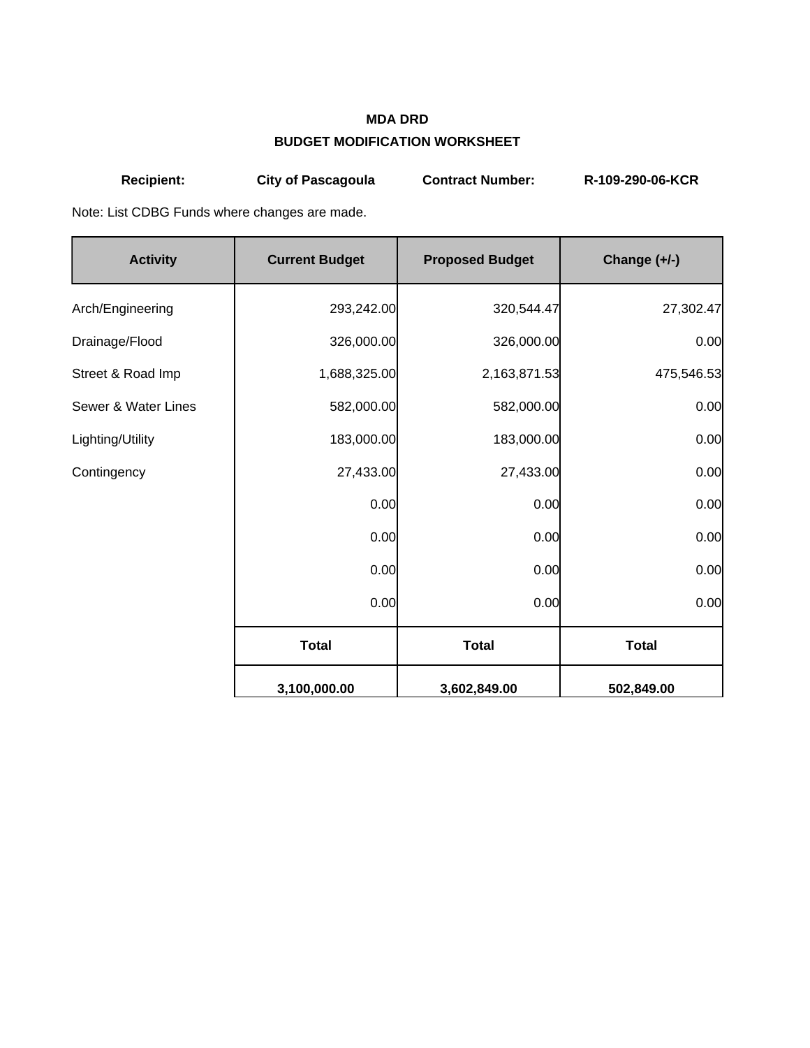**MDA DRD**

**BUDGET MODIFICATION WORKSHEET**

**Recipient:** **City of Pascagoula** **Contract Number:** **R-109-290-06-KCR**

Note: List CDBG Funds where changes are made.

| Activity | Current Budget | Proposed Budget | Change (+/-) |
|---|---|---|---|
| Arch/Engineering | 293,242.00 | 320,544.47 | 27,302.47 |
| Drainage/Flood | 326,000.00 | 326,000.00 | 0.00 |
| Street & Road Imp | 1,688,325.00 | 2,163,871.53 | 475,546.53 |
| Sewer & Water Lines | 582,000.00 | 582,000.00 | 0.00 |
| Lighting/Utility | 183,000.00 | 183,000.00 | 0.00 |
| Contingency | 27,433.00 | 27,433.00 | 0.00 |
| | 0.00 | 0.00 | 0.00 |
| | 0.00 | 0.00 | 0.00 |
| | 0.00 | 0.00 | 0.00 |
| | 0.00 | 0.00 | 0.00 |
| | **Total** | **Total** | **Total** |
| | **3,100,000.00** | **3,602,849.00** | **502,849.00** |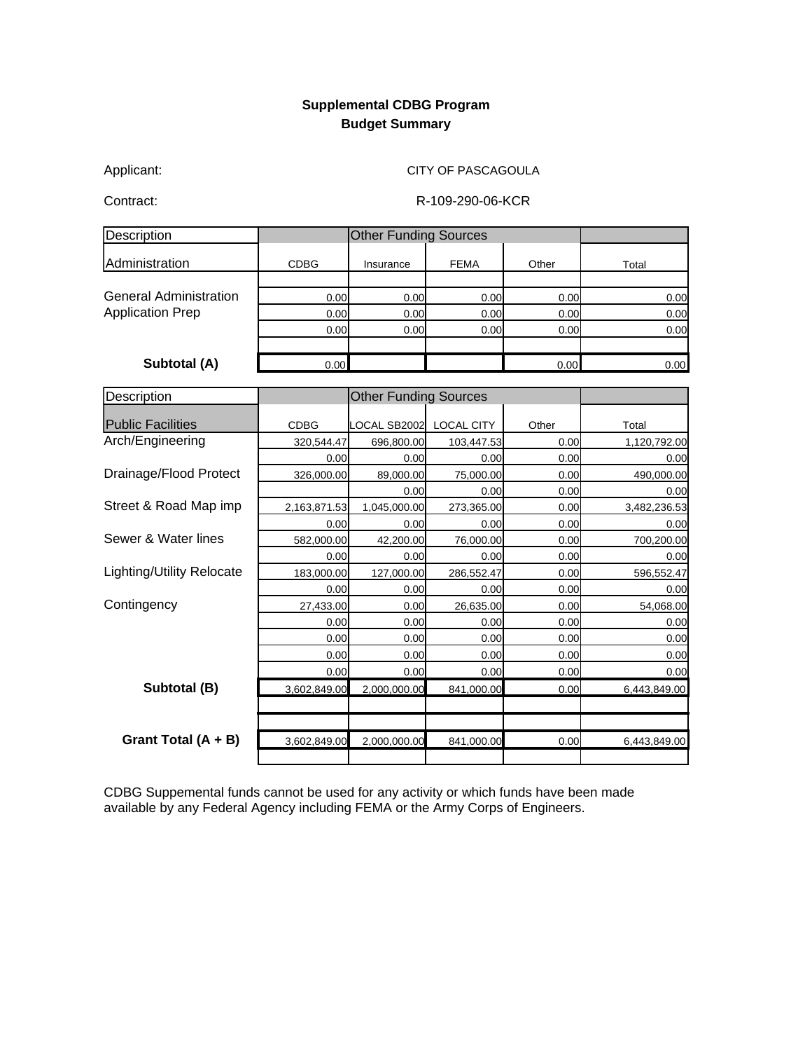**Supplemental CDBG Program**
**Budget Summary**

Applicant: CITY OF PASCAGOULA

Contract: R-109-290-06-KCR

| Description | | Other Funding Sources | | | |
|---|---|---|---|---|---|
| Administration | CDBG | Insurance | FEMA | Other | Total |
| | | | | | |
| General Administration | 0.00 | 0.00 | 0.00 | 0.00 | 0.00 |
| Application Prep | 0.00 | 0.00 | 0.00 | 0.00 | 0.00 |
| | 0.00 | 0.00 | 0.00 | 0.00 | 0.00 |
| | | | | | |
| **Subtotal (A)** | 0.00 | | | 0.00 | 0.00 |

| Description | | Other Funding Sources | | | |
|---|---|---|---|---|---|
| Public Facilities | CDBG | LOCAL SB2002 | LOCAL CITY | Other | Total |
| Arch/Engineering | 320,544.47 | 696,800.00 | 103,447.53 | 0.00 | 1,120,792.00 |
| | 0.00 | 0.00 | 0.00 | 0.00 | 0.00 |
| Drainage/Flood Protect | 326,000.00 | 89,000.00 | 75,000.00 | 0.00 | 490,000.00 |
| | | 0.00 | 0.00 | 0.00 | 0.00 |
| Street & Road Map imp | 2,163,871.53 | 1,045,000.00 | 273,365.00 | 0.00 | 3,482,236.53 |
| | 0.00 | 0.00 | 0.00 | 0.00 | 0.00 |
| Sewer & Water lines | 582,000.00 | 42,200.00 | 76,000.00 | 0.00 | 700,200.00 |
| | 0.00 | 0.00 | 0.00 | 0.00 | 0.00 |
| Lighting/Utility Relocate | 183,000.00 | 127,000.00 | 286,552.47 | 0.00 | 596,552.47 |
| | 0.00 | 0.00 | 0.00 | 0.00 | 0.00 |
| Contingency | 27,433.00 | 0.00 | 26,635.00 | 0.00 | 54,068.00 |
| | 0.00 | 0.00 | 0.00 | 0.00 | 0.00 |
| | 0.00 | 0.00 | 0.00 | 0.00 | 0.00 |
| | 0.00 | 0.00 | 0.00 | 0.00 | 0.00 |
| | 0.00 | 0.00 | 0.00 | 0.00 | 0.00 |
| **Subtotal (B)** | 3,602,849.00 | 2,000,000.00 | 841,000.00 | 0.00 | 6,443,849.00 |
| | | | | | |
| | | | | | |
| **Grant Total (A + B)** | 3,602,849.00 | 2,000,000.00 | 841,000.00 | 0.00 | 6,443,849.00 |

CDBG Suppemental funds cannot be used for any activity or which funds have been made available by any Federal Agency including FEMA or the Army Corps of Engineers.